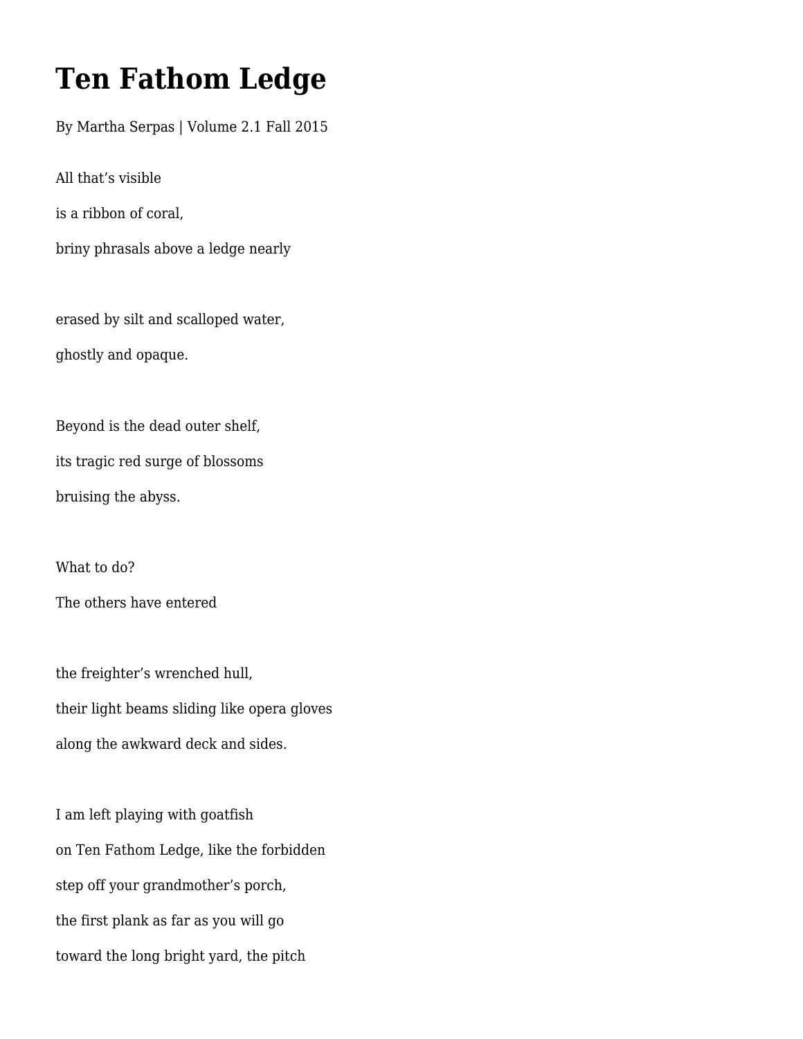# Ten Fathom Ledge

By Martha Serpas | Volume 2.1 Fall 2015

All that's visible

is a ribbon of coral,

briny phrasals above a ledge nearly

erased by silt and scalloped water,

ghostly and opaque.

Beyond is the dead outer shelf,

its tragic red surge of blossoms

bruising the abyss.

What to do?

The others have entered

the freighter's wrenched hull,

their light beams sliding like opera gloves

along the awkward deck and sides.

I am left playing with goatfish

on Ten Fathom Ledge, like the forbidden

step off your grandmother's porch,

the first plank as far as you will go

toward the long bright yard, the pitch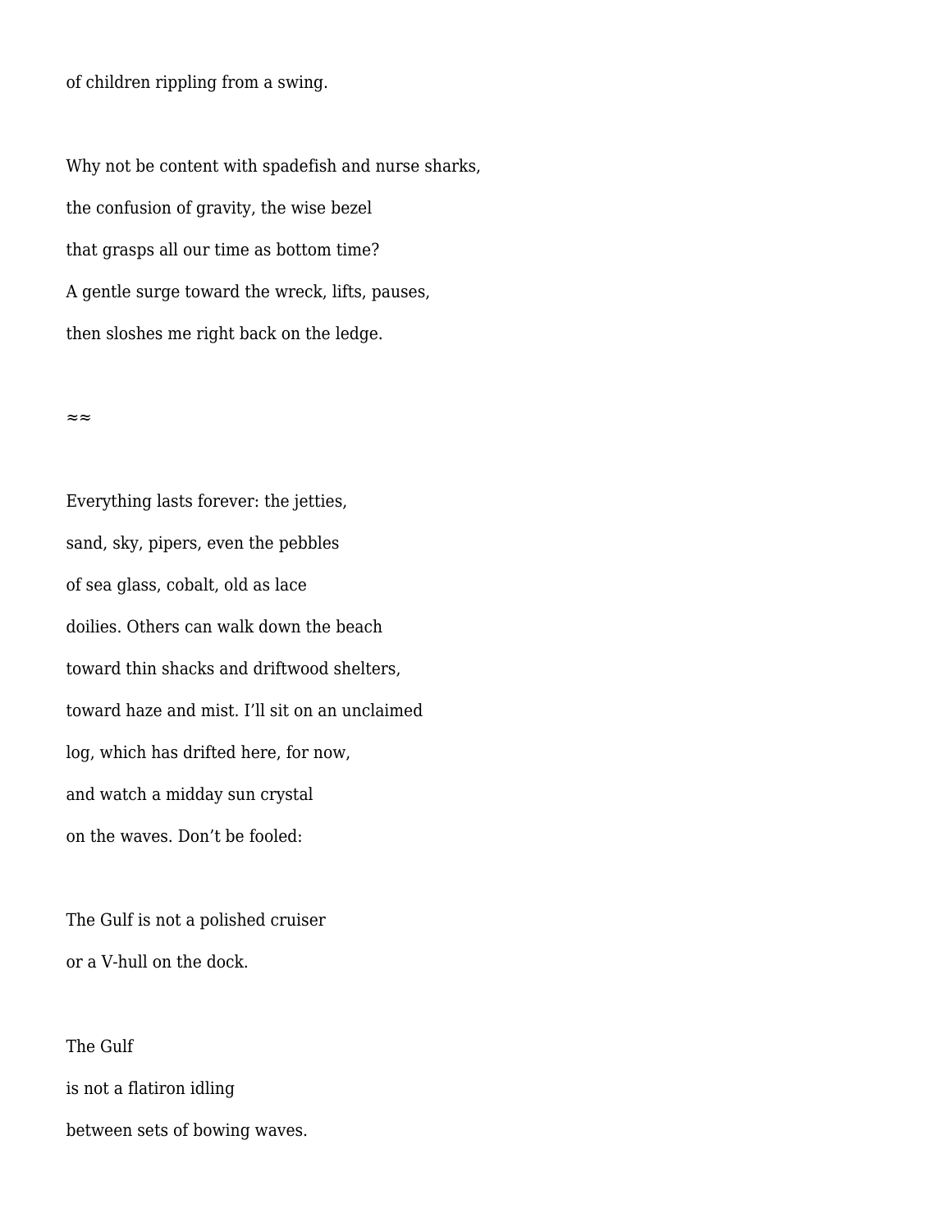of children rippling from a swing.

Why not be content with spadefish and nurse sharks,
the confusion of gravity, the wise bezel
that grasps all our time as bottom time?
A gentle surge toward the wreck, lifts, pauses,
then sloshes me right back on the ledge.

≈≈

Everything lasts forever: the jetties,
sand, sky, pipers, even the pebbles
of sea glass, cobalt, old as lace
doilies. Others can walk down the beach
toward thin shacks and driftwood shelters,
toward haze and mist. I'll sit on an unclaimed
log, which has drifted here, for now,
and watch a midday sun crystal
on the waves. Don't be fooled:

The Gulf is not a polished cruiser
or a V-hull on the dock.

The Gulf
is not a flatiron idling
between sets of bowing waves.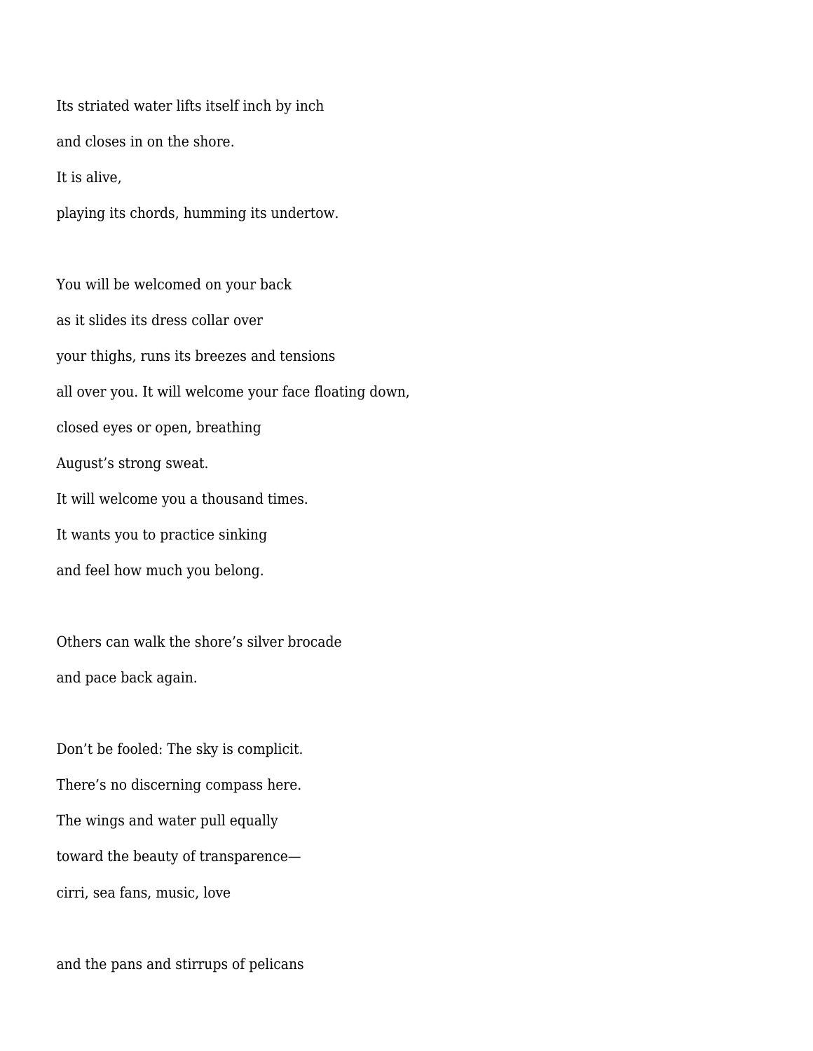Its striated water lifts itself inch by inch

and closes in on the shore.

It is alive,

playing its chords, humming its undertow.

You will be welcomed on your back

as it slides its dress collar over

your thighs, runs its breezes and tensions

all over you. It will welcome your face floating down,

closed eyes or open, breathing

August's strong sweat.

It will welcome you a thousand times.

It wants you to practice sinking

and feel how much you belong.

Others can walk the shore's silver brocade

and pace back again.

Don't be fooled: The sky is complicit.

There's no discerning compass here.

The wings and water pull equally

toward the beauty of transparence—

cirri, sea fans, music, love

and the pans and stirrups of pelicans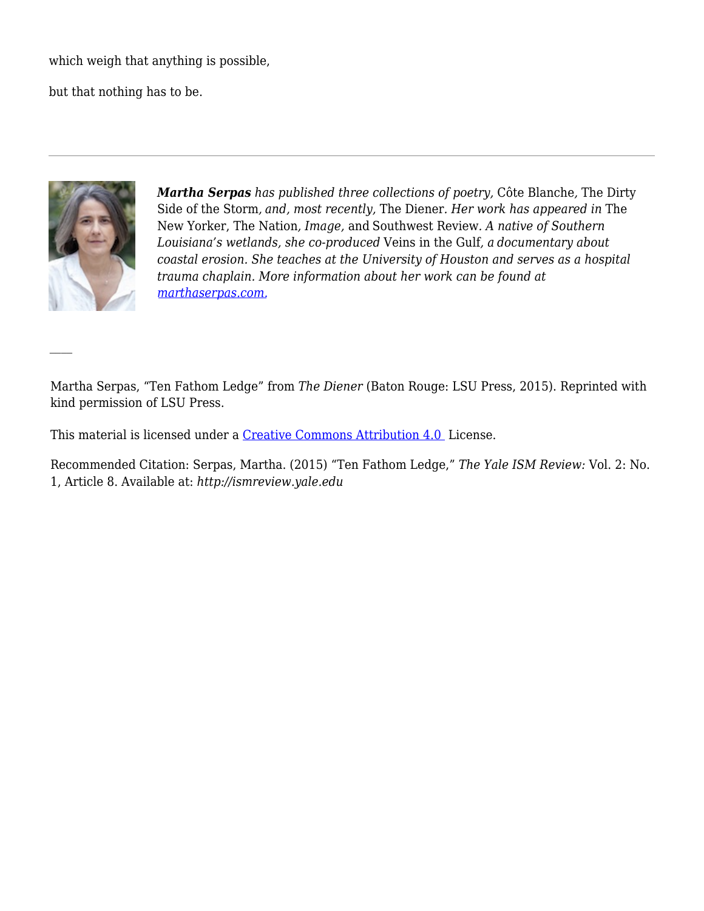which weigh that anything is possible,

but that nothing has to be.

---

***Martha Serpas** has published three collections of poetry,* Côte Blanche*,* The Dirty Side of the Storm*, and, most recently,* The Diener*. Her work has appeared in* The New Yorker*,* The Nation*,* Image*,* and Southwest Review*. A native of Southern Louisiana's wetlands, she co-produced* Veins in the Gulf*, a documentary about coastal erosion. She teaches at the University of Houston and serves as a hospital trauma chaplain. More information about her work can be found at [marthaserpas.com.](marthaserpas.com)*

——

Martha Serpas, "Ten Fathom Ledge" from *The Diener* (Baton Rouge: LSU Press, 2015). Reprinted with kind permission of LSU Press.

This material is licensed under a Creative Commons Attribution 4.0 License.

Recommended Citation: Serpas, Martha. (2015) "Ten Fathom Ledge," *The Yale ISM Review:* Vol. 2: No. 1, Article 8. Available at: *http://ismreview.yale.edu*